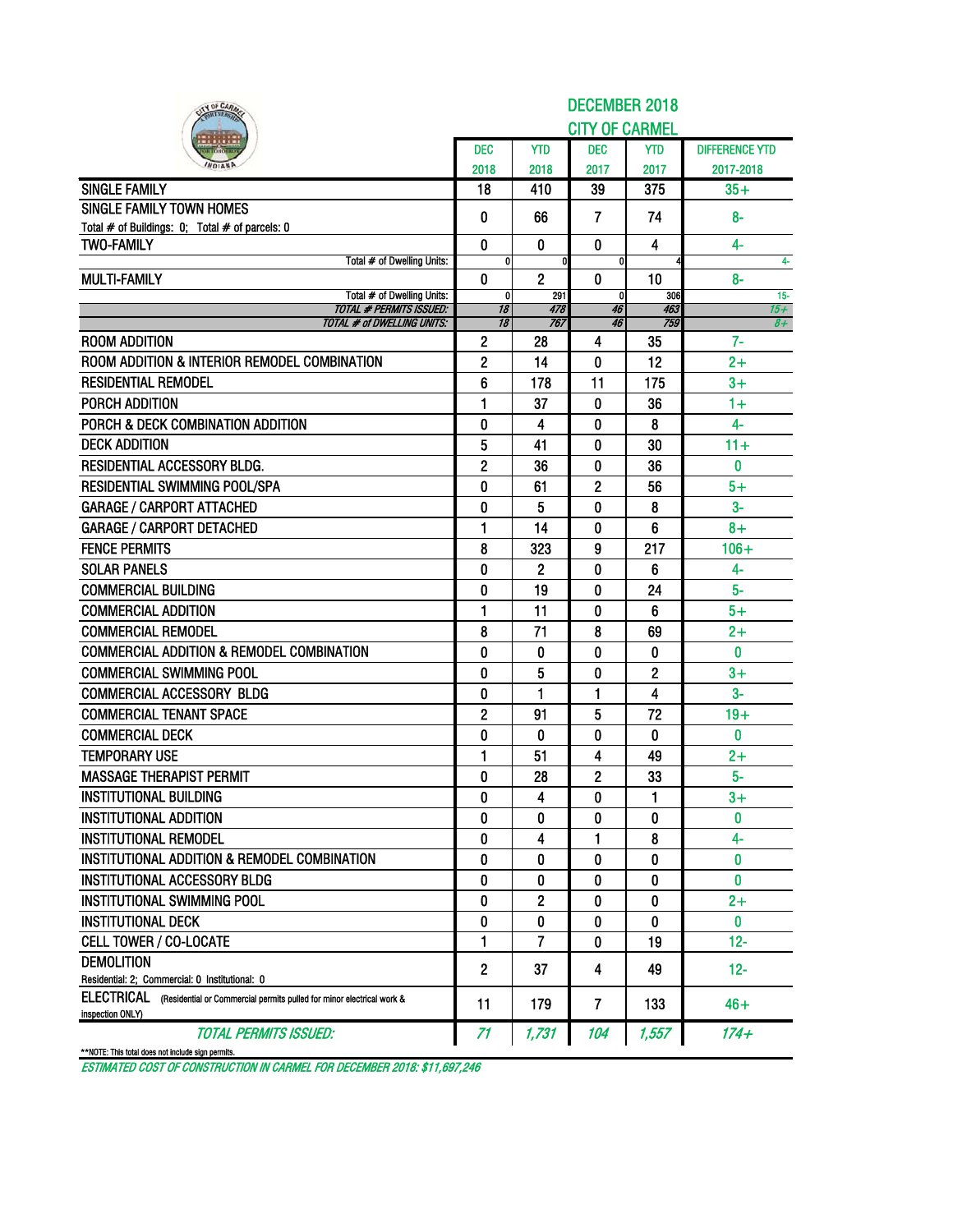# DECEMBER 2018
## CITY OF CARMEL

| | DEC 2018 | YTD 2018 | DEC 2017 | YTD 2017 | DIFFERENCE YTD 2017-2018 |
|---|---|---|---|---|---|
| SINGLE FAMILY | 18 | 410 | 39 | 375 | 35+ |
| SINGLE FAMILY TOWN HOMES<br>Total # of Buildings: 0; Total # of parcels: 0 | 0 | 66 | 7 | 74 | 8- |
| TWO-FAMILY | 0 | 0 | 0 | 4 | 4- |
| Total # of Dwelling Units: | 0 | 0 | 0 | 4 | 4- |
| MULTI-FAMILY | 0 | 2 | 0 | 10 | 8- |
| Total # of Dwelling Units: | 0 | 291 | 0 | 306 | 15- |
| *TOTAL # PERMITS ISSUED:* | *18* | *478* | *46* | *463* | *15+* |
| *TOTAL # of DWELLING UNITS:* | *18* | *767* | *46* | *759* | *8+* |
| ROOM ADDITION | 2 | 28 | 4 | 35 | 7- |
| ROOM ADDITION & INTERIOR REMODEL COMBINATION | 2 | 14 | 0 | 12 | 2+ |
| RESIDENTIAL REMODEL | 6 | 178 | 11 | 175 | 3+ |
| PORCH ADDITION | 1 | 37 | 0 | 36 | 1+ |
| PORCH & DECK COMBINATION ADDITION | 0 | 4 | 0 | 8 | 4- |
| DECK ADDITION | 5 | 41 | 0 | 30 | 11+ |
| RESIDENTIAL ACCESSORY BLDG. | 2 | 36 | 0 | 36 | 0 |
| RESIDENTIAL SWIMMING POOL/SPA | 0 | 61 | 2 | 56 | 5+ |
| GARAGE / CARPORT ATTACHED | 0 | 5 | 0 | 8 | 3- |
| GARAGE / CARPORT DETACHED | 1 | 14 | 0 | 6 | 8+ |
| FENCE PERMITS | 8 | 323 | 9 | 217 | 106+ |
| SOLAR PANELS | 0 | 2 | 0 | 6 | 4- |
| COMMERCIAL BUILDING | 0 | 19 | 0 | 24 | 5- |
| COMMERCIAL ADDITION | 1 | 11 | 0 | 6 | 5+ |
| COMMERCIAL REMODEL | 8 | 71 | 8 | 69 | 2+ |
| COMMERCIAL ADDITION & REMODEL COMBINATION | 0 | 0 | 0 | 0 | 0 |
| COMMERCIAL SWIMMING POOL | 0 | 5 | 0 | 2 | 3+ |
| COMMERCIAL ACCESSORY BLDG | 0 | 1 | 1 | 4 | 3- |
| COMMERCIAL TENANT SPACE | 2 | 91 | 5 | 72 | 19+ |
| COMMERCIAL DECK | 0 | 0 | 0 | 0 | 0 |
| TEMPORARY USE | 1 | 51 | 4 | 49 | 2+ |
| MASSAGE THERAPIST PERMIT | 0 | 28 | 2 | 33 | 5- |
| INSTITUTIONAL BUILDING | 0 | 4 | 0 | 1 | 3+ |
| INSTITUTIONAL ADDITION | 0 | 0 | 0 | 0 | 0 |
| INSTITUTIONAL REMODEL | 0 | 4 | 1 | 8 | 4- |
| INSTITUTIONAL ADDITION & REMODEL COMBINATION | 0 | 0 | 0 | 0 | 0 |
| INSTITUTIONAL ACCESSORY BLDG | 0 | 0 | 0 | 0 | 0 |
| INSTITUTIONAL SWIMMING POOL | 0 | 2 | 0 | 0 | 2+ |
| INSTITUTIONAL DECK | 0 | 0 | 0 | 0 | 0 |
| CELL TOWER / CO-LOCATE | 1 | 7 | 0 | 19 | 12- |
| DEMOLITION<br>Residential: 2; Commercial: 0 Institutional: 0 | 2 | 37 | 4 | 49 | 12- |
| ELECTRICAL (Residential or Commercial permits pulled for minor electrical work & inspection ONLY) | 11 | 179 | 7 | 133 | 46+ |
| *TOTAL PERMITS ISSUED:* | *71* | *1,731* | *104* | *1,557* | *174+* |

**NOTE: This total does not include sign permits.

*ESTIMATED COST OF CONSTRUCTION IN CARMEL FOR DECEMBER 2018: $11,697,246*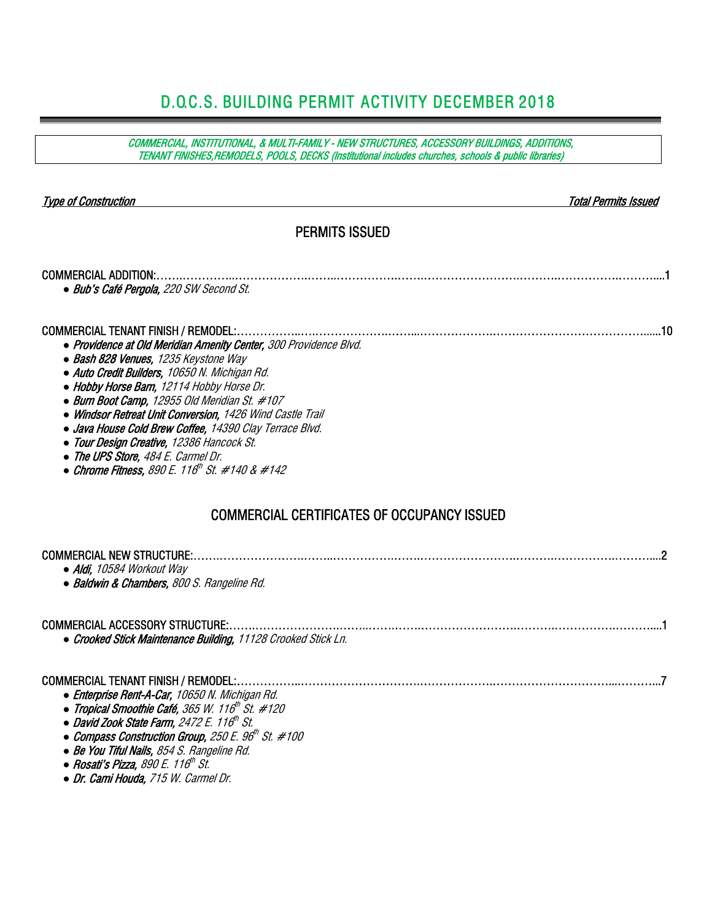# D.O.C.S. BUILDING PERMIT ACTIVITY DECEMBER 2018

*COMMERCIAL, INSTITUTIONAL, & MULTI-FAMILY - NEW STRUCTURES, ACCESSORY BUILDINGS, ADDITIONS, TENANT FINISHES,REMODELS, POOLS, DECKS (Institutional includes churches, schools & public libraries)*

| *Type of Construction* | *Total Permits Issued* |
|---|---|

## PERMITS ISSUED

COMMERCIAL ADDITION:……………………………………………………………………………………………………………1

- ***Bub's Café Pergola,*** *220 SW Second St.*

COMMERCIAL TENANT FINISH / REMODEL:……………………………………………………………………………………10

- ***Providence at Old Meridian Amenity Center,*** *300 Providence Blvd.*
- ***Bash 828 Venues,*** *1235 Keystone Way*
- ***Auto Credit Builders,*** *10650 N. Michigan Rd.*
- ***Hobby Horse Barn,*** *12114 Hobby Horse Dr.*
- ***Burn Boot Camp,*** *12955 Old Meridian St. #107*
- ***Windsor Retreat Unit Conversion,*** *1426 Wind Castle Trail*
- ***Java House Cold Brew Coffee,*** *14390 Clay Terrace Blvd.*
- ***Tour Design Creative,*** *12386 Hancock St.*
- ***The UPS Store,*** *484 E. Carmel Dr.*
- ***Chrome Fitness,*** *890 E. 116th St. #140 & #142*

## COMMERCIAL CERTIFICATES OF OCCUPANCY ISSUED

COMMERCIAL NEW STRUCTURE:……………………………………………………………………………………………………2

- ***Aldi,*** *10584 Workout Way*
- ***Baldwin & Chambers,*** *800 S. Rangeline Rd.*

COMMERCIAL ACCESSORY STRUCTURE:………………………………………………………………………………………1

- ***Crooked Stick Maintenance Building,*** *11128 Crooked Stick Ln.*

COMMERCIAL TENANT FINISH / REMODEL:……………………………………………………………………………………7

- ***Enterprise Rent-A-Car,*** *10650 N. Michigan Rd.*
- ***Tropical Smoothie Café,*** *365 W. 116th St. #120*
- ***David Zook State Farm,*** *2472 E. 116th St.*
- ***Compass Construction Group,*** *250 E. 96th St. #100*
- ***Be You Tiful Nails,*** *854 S. Rangeline Rd.*
- ***Rosati's Pizza,*** *890 E. 116th St.*
- ***Dr. Cami Houda,*** *715 W. Carmel Dr.*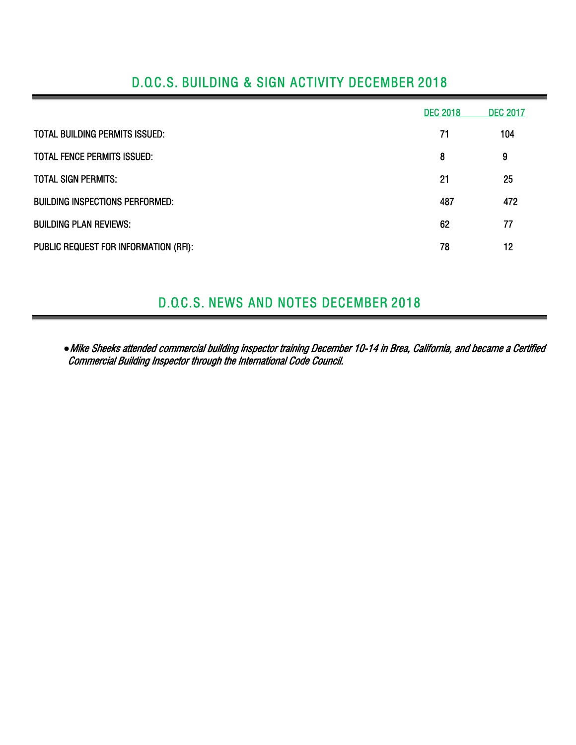## D.O.C.S. BUILDING & SIGN ACTIVITY DECEMBER 2018

| | DEC 2018 | DEC 2017 |
|---|---|---|
| TOTAL BUILDING PERMITS ISSUED: | 71 | 104 |
| TOTAL FENCE PERMITS ISSUED: | 8 | 9 |
| TOTAL SIGN PERMITS: | 21 | 25 |
| BUILDING INSPECTIONS PERFORMED: | 487 | 472 |
| BUILDING PLAN REVIEWS: | 62 | 77 |
| PUBLIC REQUEST FOR INFORMATION (RFI): | 78 | 12 |

## D.O.C.S. NEWS AND NOTES DECEMBER 2018

- *Mike Sheeks attended commercial building inspector training December 10-14 in Brea, California, and became a Certified Commercial Building Inspector through the International Code Council.*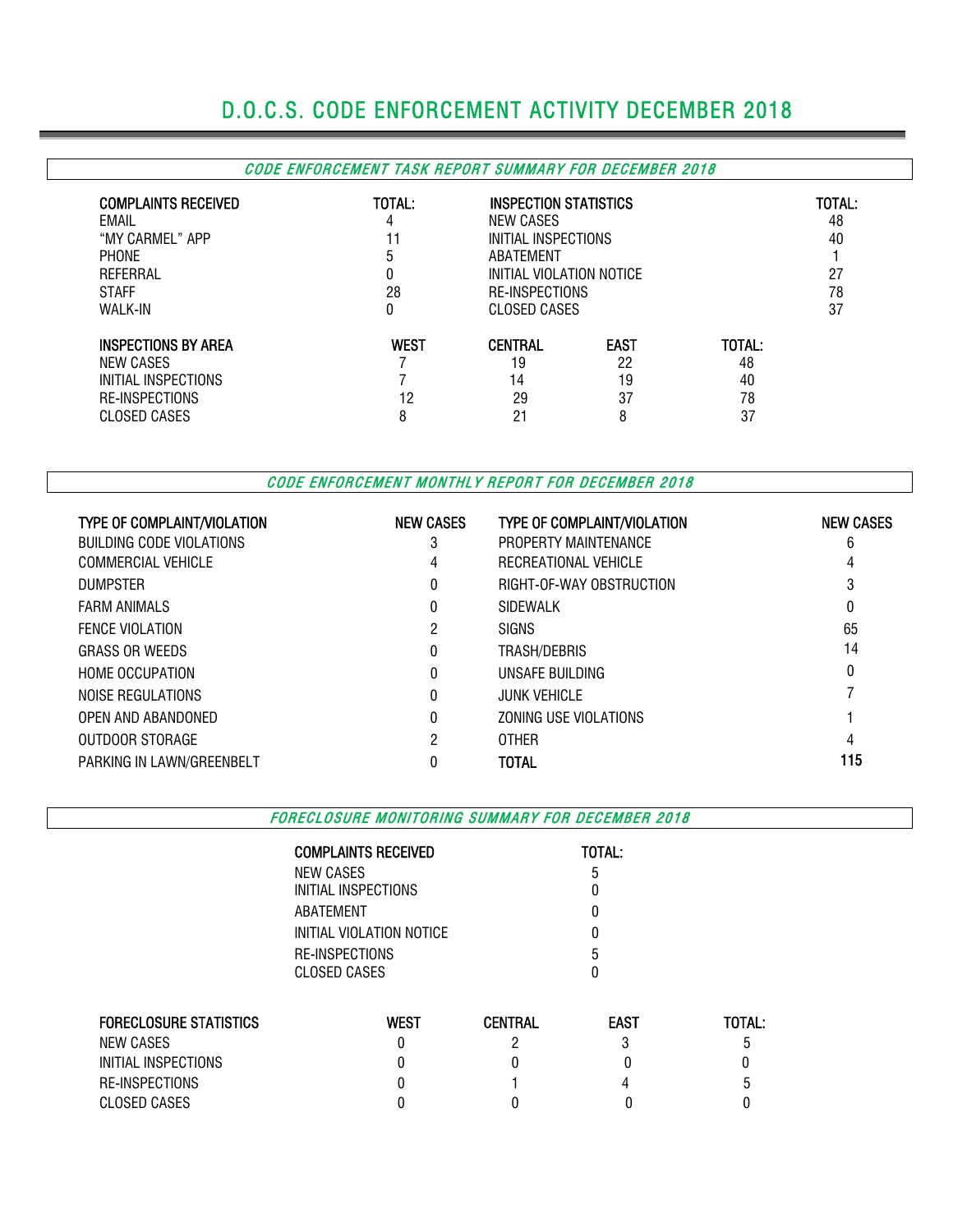# D.O.C.S. CODE ENFORCEMENT ACTIVITY DECEMBER 2018

## *CODE ENFORCEMENT TASK REPORT SUMMARY FOR DECEMBER 2018*

| COMPLAINTS RECEIVED | TOTAL: | INSPECTION STATISTICS | TOTAL: |
|---|---|---|---|
| EMAIL | 4 | NEW CASES | 48 |
| "MY CARMEL" APP | 11 | INITIAL INSPECTIONS | 40 |
| PHONE | 5 | ABATEMENT | 1 |
| REFERRAL | 0 | INITIAL VIOLATION NOTICE | 27 |
| STAFF | 28 | RE-INSPECTIONS | 78 |
| WALK-IN | 0 | CLOSED CASES | 37 |

| INSPECTIONS BY AREA | WEST | CENTRAL | EAST | TOTAL: |
|---|---|---|---|---|
| NEW CASES | 7 | 19 | 22 | 48 |
| INITIAL INSPECTIONS | 7 | 14 | 19 | 40 |
| RE-INSPECTIONS | 12 | 29 | 37 | 78 |
| CLOSED CASES | 8 | 21 | 8 | 37 |

## *CODE ENFORCEMENT MONTHLY REPORT FOR DECEMBER 2018*

| TYPE OF COMPLAINT/VIOLATION | NEW CASES | TYPE OF COMPLAINT/VIOLATION | NEW CASES |
|---|---|---|---|
| BUILDING CODE VIOLATIONS | 3 | PROPERTY MAINTENANCE | 6 |
| COMMERCIAL VEHICLE | 4 | RECREATIONAL VEHICLE | 4 |
| DUMPSTER | 0 | RIGHT-OF-WAY OBSTRUCTION | 3 |
| FARM ANIMALS | 0 | SIDEWALK | 0 |
| FENCE VIOLATION | 2 | SIGNS | 65 |
| GRASS OR WEEDS | 0 | TRASH/DEBRIS | 14 |
| HOME OCCUPATION | 0 | UNSAFE BUILDING | 0 |
| NOISE REGULATIONS | 0 | JUNK VEHICLE | 7 |
| OPEN AND ABANDONED | 0 | ZONING USE VIOLATIONS | 1 |
| OUTDOOR STORAGE | 2 | OTHER | 4 |
| PARKING IN LAWN/GREENBELT | 0 | **TOTAL** | **115** |

## *FORECLOSURE MONITORING SUMMARY FOR DECEMBER 2018*

| COMPLAINTS RECEIVED | TOTAL: |
|---|---|
| NEW CASES | 5 |
| INITIAL INSPECTIONS | 0 |
| ABATEMENT | 0 |
| INITIAL VIOLATION NOTICE | 0 |
| RE-INSPECTIONS | 5 |
| CLOSED CASES | 0 |

| FORECLOSURE STATISTICS | WEST | CENTRAL | EAST | TOTAL: |
|---|---|---|---|---|
| NEW CASES | 0 | 2 | 3 | 5 |
| INITIAL INSPECTIONS | 0 | 0 | 0 | 0 |
| RE-INSPECTIONS | 0 | 1 | 4 | 5 |
| CLOSED CASES | 0 | 0 | 0 | 0 |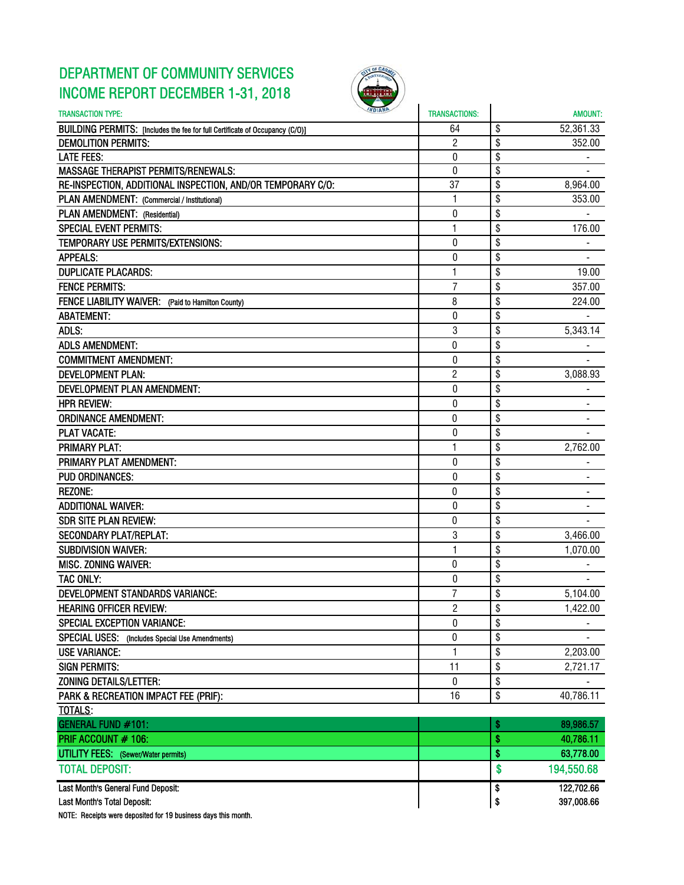# DEPARTMENT OF COMMUNITY SERVICES
## INCOME REPORT DECEMBER 1-31, 2018

| TRANSACTION TYPE: | TRANSACTIONS: | AMOUNT: |
|---|---|---|
| BUILDING PERMITS: [Includes the fee for full Certificate of Occupancy (C/O)] | 64 | $ 52,361.33 |
| DEMOLITION PERMITS: | 2 | $ 352.00 |
| LATE FEES: | 0 | $ - |
| MASSAGE THERAPIST PERMITS/RENEWALS: | 0 | $ - |
| RE-INSPECTION, ADDITIONAL INSPECTION, AND/OR TEMPORARY C/O: | 37 | $ 8,964.00 |
| PLAN AMENDMENT: (Commercial / Institutional) | 1 | $ 353.00 |
| PLAN AMENDMENT: (Residential) | 0 | $ - |
| SPECIAL EVENT PERMITS: | 1 | $ 176.00 |
| TEMPORARY USE PERMITS/EXTENSIONS: | 0 | $ - |
| APPEALS: | 0 | $ - |
| DUPLICATE PLACARDS: | 1 | $ 19.00 |
| FENCE PERMITS: | 7 | $ 357.00 |
| FENCE LIABILITY WAIVER: (Paid to Hamilton County) | 8 | $ 224.00 |
| ABATEMENT: | 0 | $ - |
| ADLS: | 3 | $ 5,343.14 |
| ADLS AMENDMENT: | 0 | $ - |
| COMMITMENT AMENDMENT: | 0 | $ - |
| DEVELOPMENT PLAN: | 2 | $ 3,088.93 |
| DEVELOPMENT PLAN AMENDMENT: | 0 | $ - |
| HPR REVIEW: | 0 | $ - |
| ORDINANCE AMENDMENT: | 0 | $ - |
| PLAT VACATE: | 0 | $ - |
| PRIMARY PLAT: | 1 | $ 2,762.00 |
| PRIMARY PLAT AMENDMENT: | 0 | $ - |
| PUD ORDINANCES: | 0 | $ - |
| REZONE: | 0 | $ - |
| ADDITIONAL WAIVER: | 0 | $ - |
| SDR SITE PLAN REVIEW: | 0 | $ - |
| SECONDARY PLAT/REPLAT: | 3 | $ 3,466.00 |
| SUBDIVISION WAIVER: | 1 | $ 1,070.00 |
| MISC. ZONING WAIVER: | 0 | $ - |
| TAC ONLY: | 0 | $ - |
| DEVELOPMENT STANDARDS VARIANCE: | 7 | $ 5,104.00 |
| HEARING OFFICER REVIEW: | 2 | $ 1,422.00 |
| SPECIAL EXCEPTION VARIANCE: | 0 | $ - |
| SPECIAL USES: (Includes Special Use Amendments) | 0 | $ - |
| USE VARIANCE: | 1 | $ 2,203.00 |
| SIGN PERMITS: | 11 | $ 2,721.17 |
| ZONING DETAILS/LETTER: | 0 | $ - |
| PARK & RECREATION IMPACT FEE (PRIF): | 16 | $ 40,786.11 |
| TOTALS: | | |
| GENERAL FUND #101: | | $ 89,986.57 |
| PRIF ACCOUNT # 106: | | $ 40,786.11 |
| UTILITY FEES: (Sewer/Water permits) | | $ 63,778.00 |
| TOTAL DEPOSIT: | | $ 194,550.68 |
| Last Month's General Fund Deposit: | | $ 122,702.66 |
| Last Month's Total Deposit: | | $ 397,008.66 |

NOTE: Receipts were deposited for 19 business days this month.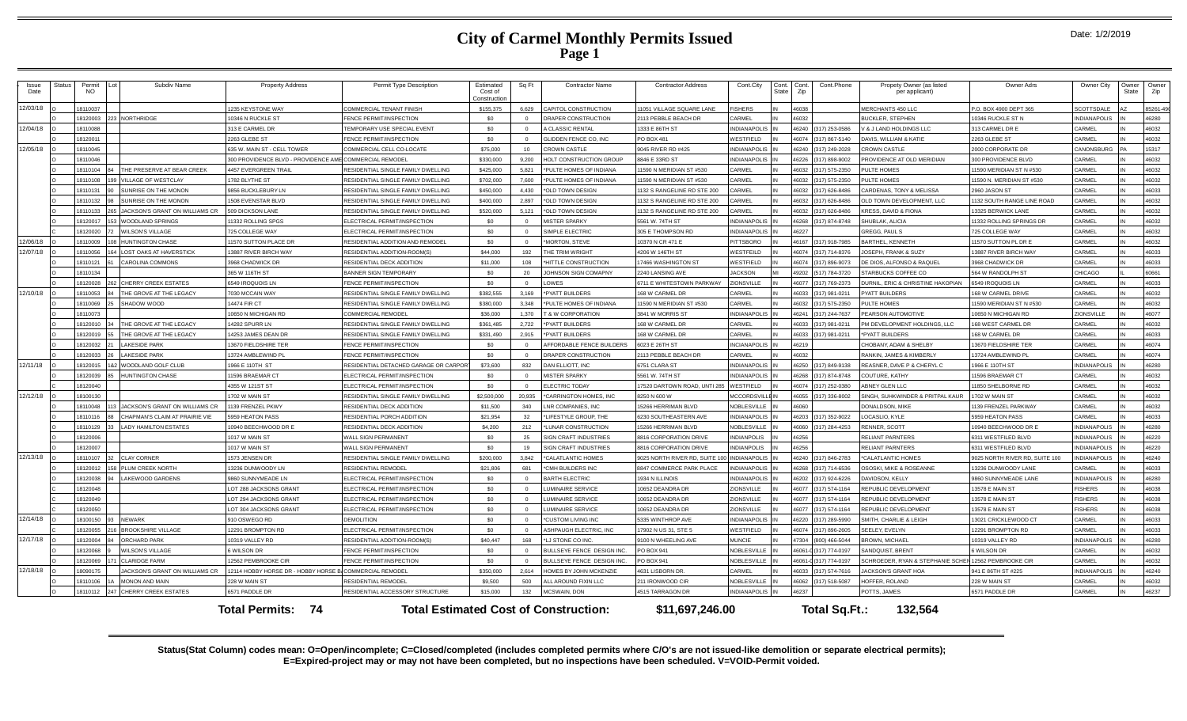# City of Carmel Monthly Permits Issued

Page 1

Date: 1/2/2019

| Issue Date | Status | Permit NO | Lot | Subdiv Name | Property Address | Permit Type Description | Estimated Cost of Construction | Sq Ft | Contractor Name | Contractor Address | Cont.City | Cont. State | Cont. Zip | Cont.Phone | Propety Owner (as listed per applicant) | Owner Adrs | Owner City | Owner State | Owner Zip |
|---|---|---|---|---|---|---|---|---|---|---|---|---|---|---|---|---|---|---|---|
| 12/03/18 | O | 18110037 | | | 1235 KEYSTONE WAY | COMMERCIAL TENANT FINISH | $155,375 | 6,629 | CAPITOL CONSTRUCTION | 11051 VILLAGE SQUARE LANE | FISHERS | IN | 46038 | | MERCHANTS 450 LLC | P.O. BOX 4900 DEPT 365 | SCOTTSDALE | AZ | 85261-49 |
| | O | 18120003 | 223 | NORTHRIDGE | 10346 N RUCKLE ST | FENCE PERMIT/INSPECTION | $0 | 0 | DRAPER CONSTRUCTION | 2113 PEBBLE BEACH DR | CARMEL | IN | 46032 | | BUCKLER, STEPHEN | 10346 RUCKLE ST N | INDIANAPOLIS | IN | 46280 |
| 12/04/18 | O | 18110088 | | | 313 E CARMEL DR | TEMPORARY USE SPECIAL EVENT | $0 | 0 | A CLASSIC RENTAL | 1333 E 86TH ST | INDIANAPOLIS | IN | 46240 | (317) 253-0586 | V & J LAND HOLDINGS LLC | 313 CARMEL DR E | CARMEL | IN | 46032 |
| | O | 18120011 | | | 2263 GLEBE ST | FENCE PERMIT/INSPECTION | $0 | 0 | GLIDDEN FENCE CO, INC | PO BOX 481 | WESTFIELD | IN | 46074 | (317) 867-5140 | DAVIS, WILLIAM & KATIE | 2263 GLEBE ST | CARMEL | IN | 46032 |
| 12/05/18 | O | 18110045 | | | 635 W. MAIN ST - CELL TOWER | COMMERCIAL CELL CO-LOCATE | $75,000 | 10 | CROWN CASTLE | 9045 RIVER RD #425 | INDIANAPOLIS | IN | 46240 | (317) 249-2028 | CROWN CASTLE | 2000 CORPORATE DR | CANONSBURG | PA | 15317 |
| | O | 18110046 | | | 300 PROVIDENCE BLVD - PROVIDENCE AME | COMMERCIAL REMODEL | $330,000 | 9,200 | HOLT CONSTRUCTION GROUP | 8846 E 33RD ST | INDIANAPOLIS | IN | 46226 | (317) 898-9002 | PROVIDENCE AT OLD MERIDIAN | 300 PROVIDENCE BLVD | CARMEL | IN | 46032 |
| | O | 18110104 | 84 | THE PRESERVE AT BEAR CREEK | 4457 EVERGREEN TRAIL | RESIDENTIAL SINGLE FAMILY DWELLING | $425,000 | 5,821 | *PULTE HOMES OF INDIANA | 11590 N MERIDIAN ST #530 | CARMEL | IN | 46032 | (317) 575-2350 | PULTE HOMES | 11590 MERIDIAN ST N #530 | CARMEL | IN | 46032 |
| | O | 18110108 | 199 | VILLAGE OF WESTCLAY | 1782 BLYTHE ST | RESIDENTIAL SINGLE FAMILY DWELLING | $702,000 | 7,600 | *PULTE HOMES OF INDIANA | 11590 N MERIDIAN ST #530 | CARMEL | IN | 46032 | (317) 575-2350 | PULTE HOMES | 11590 N. MERIDIAN ST #530 | CARMEL | IN | 46032 |
| | O | 18110131 | 90 | SUNRISE ON THE MONON | 9856 BUCKLEBURY LN | RESIDENTIAL SINGLE FAMILY DWELLING | $450,000 | 4,430 | *OLD TOWN DESIGN | 1132 S RANGELINE RD STE 200 | CARMEL | IN | 46032 | (317) 626-8486 | CARDENAS, TONY & MELISSA | 2960 JASON ST | CARMEL | IN | 46033 |
| | O | 18110132 | 98 | SUNRISE ON THE MONON | 1508 EVENSTAR BLVD | RESIDENTIAL SINGLE FAMILY DWELLING | $400,000 | 2,897 | *OLD TOWN DESIGN | 1132 S RANGELINE RD STE 200 | CARMEL | IN | 46032 | (317) 626-8486 | OLD TOWN DEVELOPMENT, LLC | 1132 SOUTH RANGE LINE ROAD | CARMEL | IN | 46032 |
| | O | 18110133 | 265 | JACKSON'S GRANT ON WILLIAMS CR | 509 DICKSON LANE | RESIDENTIAL SINGLE FAMILY DWELLING | $520,000 | 5,121 | *OLD TOWN DESIGN | 1132 S RANGELINE RD STE 200 | CARMEL | IN | 46032 | (317) 626-8486 | KRESS, DAVID & FIONA | 13325 BERWICK LANE | CARMEL | IN | 46032 |
| | O | 18120017 | 153 | WOODLAND SPRINGS | 11332 ROLLING SPGS | ELECTRICAL PERMIT/INSPECTION | $0 | 0 | MISTER SPARKY | 5561 W. 74TH ST | INDIANAPOLIS | IN | 46268 | (317) 874-8748 | SHUBLAK, ALICIA | 11332 ROLLING SPRINGS DR | CARMEL | IN | 46032 |
| | C | 18120020 | 72 | WILSON'S VILLAGE | 725 COLLEGE WAY | ELECTRICAL PERMIT/INSPECTION | $0 | 0 | SIMPLE ELECTRIC | 305 E THOMPSON RD | INDIANAPOLIS | IN | 46227 | | GREGG, PAUL S | 725 COLLEGE WAY | CARMEL | IN | 46032 |
| 12/06/18 | O | 18110009 | 108 | HUNTINGTON CHASE | 11570 SUTTON PLACE DR | RESIDENTIAL ADDITION AND REMODEL | $0 | 0 | *MORTON, STEVE | 10370 N CR 471 E | PITTSBORO | IN | 46167 | (317) 918-7985 | BARTHEL, KENNETH | 11570 SUTTON PL DR E | CARMEL | IN | 46032 |
| 12/07/18 | O | 18110056 | 164 | LOST OAKS AT HAVERSTICK | 13887 RIVER BIRCH WAY | RESIDENTIAL ADDITION-ROOM(S) | $44,000 | 192 | THE TRIM WRIGHT | 4206 W 146TH ST | WESTFEILD | IN | 46074 | (317) 714-8376 | JOSEPH, FRANK & SUZY | 13887 RIVER BIRCH WAY | CARMEL | IN | 46033 |
| | O | 18110121 | 61 | CAROLINA COMMONS | 3968 CHADWICK DR | RESIDENTIAL DECK ADDITION | $11,000 | 108 | *HITTLE CONSTRUCTION | 17466 WASHINGTON ST | WESTFIELD | IN | 46074 | (317) 896-9073 | DE DIOS, ALFONSO & RAQUEL | 3968 CHADWICK DR | CARMEL | IN | 46033 |
| | O | 18110134 | | | 365 W 116TH ST | BANNER SIGN TEMPORARY | $0 | 20 | JOHNSON SIGN COMAPNY | 2240 LANSING AVE | JACKSON | MI | 49202 | (517) 784-3720 | STARBUCKS COFFEE CO | 564 W RANDOLPH ST | CHICAGO | IL | 60661 |
| | O | 18120028 | 262 | CHERRY CREEK ESTATES | 6549 IROQUOIS LN | FENCE PERMIT/INSPECTION | $0 | 0 | LOWES | 6711 E WHITESTOWN PARKWAY | ZIONSVILLE | IN | 46077 | (317) 769-2373 | DURNIL, ERIC & CHRISTINE HAKOPIAN | 6549 IROQUOIS LN | CARMEL | IN | 46033 |
| 12/10/18 | O | 18110053 | 84 | THE GROVE AT THE LEGACY | 7030 MCCAIN WAY | RESIDENTIAL SINGLE FAMILY DWELLING | $382,555 | 3,169 | *PYATT BUILDERS | 168 W CARMEL DR | CARMEL | IN | 46033 | (317) 981-0211 | PYATT BUILDERS | 168 W CARMEL DRIVE | CARMEL | IN | 46032 |
| | O | 18110069 | 25 | SHADOW WOOD | 14474 FIR CT | RESIDENTIAL SINGLE FAMILY DWELLING | $380,000 | 3,348 | *PULTE HOMES OF INDIANA | 11590 N MERIDIAN ST #530 | CARMEL | IN | 46032 | (317) 575-2350 | PULTE HOMES | 11590 MERIDIAN ST N #530 | CARMEL | IN | 46032 |
| | O | 18110073 | | | 10650 N MICHIGAN RD | COMMERCIAL REMODEL | $36,000 | 1,370 | T & W CORPORATION | 3841 W MORRIS ST | INDIANAPOLIS | IN | 46241 | (317) 244-7637 | PEARSON AUTOMOTIVE | 10650 N MICHIGAN RD | ZIONSVILLE | IN | 46077 |
| | O | 18120010 | 34 | THE GROVE AT THE LEGACY | 14282 SPURR LN | RESIDENTIAL SINGLE FAMILY DWELLING | $361,485 | 2,722 | *PYATT BUILDERS | 168 W CARMEL DR | CARMEL | IN | 46033 | (317) 981-0211 | PM DEVELOPMENT HOLDINGS, LLC | 168 WEST CARMEL DR | CARMEL | IN | 46032 |
| | O | 18120019 | 55 | THE GROVE AT THE LEGACY | 14253 JAMES DEAN DR | RESIDENTIAL SINGLE FAMILY DWELLING | $331,490 | 2,915 | *PYATT BUILDERS | 168 W CARMEL DR | CARMEL | IN | 46033 | (317) 981-0211 | *PYATT BUILDERS | 168 W CARMEL DR | CARMEL | IN | 46033 |
| | O | 18120032 | 21 | LAKESIDE PARK | 13670 FIELDSHIRE TER | FENCE PERMIT/INSPECTION | $0 | 0 | AFFORDABLE FENCE BUILDERS | 6023 E 26TH ST | INCIANAPOLIS | IN | 46219 | | CHOBANY, ADAM & SHELBY | 13670 FIELDSHIRE TER | CARMEL | IN | 46074 |
| | O | 18120033 | 26 | LAKESIDE PARK | 13724 AMBLEWIND PL | FENCE PERMIT/INSPECTION | $0 | 0 | DRAPER CONSTRUCTION | 2113 PEBBLE BEACH DR | CARMEL | IN | 46032 | | RANKIN, JAMES & KIMBERLY | 13724 AMBLEWIND PL | CARMEL | IN | 46074 |
| 12/11/18 | O | 18120015 | 1&2 | WOODLAND GOLF CLUB | 1966 E 110TH ST | RESIDENTIAL DETACHED GARAGE OR CARPORT | $73,600 | 832 | DAN ELLIOTT, INC | 6751 CLARA ST | INDIANAPOLIS | IN | 46250 | (317) 849-9138 | REASNER, DAVE P & CHERYL C | 1966 E 110TH ST | INDIANAPOLIS | IN | 46280 |
| | O | 18120039 | 85 | HUNTINGTON CHASE | 11596 BRAEMAR CT | ELECTRICAL PERMIT/INSPECTION | $0 | 0 | MISTER SPARKY | 5561 W. 74TH ST | INDIANAPOLIS | IN | 46268 | (317) 874-8748 | COUTURE, KATHY | 11596 BRAEMAR CT | CARMEL | IN | 46032 |
| | C | 18120040 | | | 4355 W 121ST ST | ELECTRICAL PERMIT/INSPECTION | $0 | 0 | ELECTRIC TODAY | 17520 DARTOWN ROAD, UNTI 285 | WESTFIELD | IN | 46074 | (317) 252-0380 | ABNEY GLEN LLC | 11850 SHELBORNE RD | CARMEL | IN | 46032 |
| 12/12/18 | O | 18100130 | | | 1702 W MAIN ST | RESIDENTIAL SINGLE FAMILY DWELLING | $2,500,000 | 20,935 | *CARRINGTON HOMES, INC | 8250 N 600 W | MCCORDSVILLE | IN | 46055 | (317) 336-8002 | SINGH, SUHKWINDER & PRITPAL KAUR | 1702 W MAIN ST | CARMEL | IN | 46032 |
| | O | 18110048 | 113 | JACKSON'S GRANT ON WILLIAMS CR | 1139 FRENZEL PKWY | RESIDENTIAL DECK ADDITION | $11,500 | 340 | LNR COMPANIES, INC | 15266 HERRIMAN BLVD | NOBLESVILLE | IN | 46060 | | DONALDSON, MIKE | 1139 FRENZEL PARKWAY | CARMEL | IN | 46032 |
| | O | 18110116 | 88 | CHAPMAN'S CLAIM AT PRAIRIE VIE | 5959 HEATON PASS | RESIDENTIAL PORCH ADDITION | $21,954 | 32 | *LIFESTYLE GROUP, THE | 6230 SOUTHEASTERN AVE | INDIANAPOLIS | IN | 46203 | (317) 352-9022 | LOCASLIO, KYLE | 5959 HEATON PASS | CARMEL | IN | 46033 |
| | O | 18110129 | 33 | LADY HAMILTON ESTATES | 10940 BEECHWOOD DR E | RESIDENTIAL DECK ADDITION | $4,200 | 212 | *LUNAR CONSTRUCTION | 15266 HERRIMAN BLVD | NOBLESVILLE | IN | 46060 | (317) 284-4253 | RENNER, SCOTT | 10940 BEECHWOOD DR E | INDIANAPOLIS | IN | 46280 |
| | O | 18120006 | | | 1017 W MAIN ST | WALL SIGN PERMANENT | $0 | 25 | SIGN CRAFT INDUSTRIES | 8816 CORPORATION DRIVE | INDIANPOLIS | IN | 46256 | | RELIANT PARNTERS | 6311 WESTFIELD BLVD | INDIANAPOLIS | IN | 46220 |
| | O | 18120007 | | | 1017 W MAIN ST | WALL SIGN PERMANENT | $0 | 19 | SIGN CRAFT INDUSTRIES | 8816 CORPORATION DRIVE | INDIANPOLIS | IN | 46256 | | RELIANT PARNTERS | 6311 WESTFIELD BLVD | INDIANAPOLIS | IN | 46220 |
| 12/13/18 | O | 18110107 | 32 | CLAY CORNER | 1573 JENSEN DR | RESIDENTIAL SINGLE FAMILY DWELLING | $200,000 | 3,842 | *CALATLANTIC HOMES | 9025 NORTH RIVER RD, SUITE 100 | INDIANAPOLIS | IN | 46240 | (317) 846-2783 | *CALATLANTIC HOMES | 9025 NORTH RIVER RD, SUITE 100 | INDIANAPOLIS | IN | 46240 |
| | O | 18120012 | 158 | PLUM CREEK NORTH | 13236 DUNWOODY LN | RESIDENTIAL REMODEL | $21,806 | 681 | *CMH BUILDERS INC | 8847 COMMERCE PARK PLACE | INDIANAPOLIS | IN | 46268 | (317) 714-6536 | OSOSKI, MIKE & ROSEANNE | 13236 DUNWOODY LANE | CARMEL | IN | 46033 |
| | O | 18120038 | 94 | LAKEWOOD GARDENS | 9860 SUNNYMEADE LN | ELECTRICAL PERMIT/INSPECTION | $0 | 0 | BARTH ELECTRIC | 1934 N ILLINOIS | INDIANAPOLIS | IN | 46202 | (317) 924-6226 | DAVIDSON, KELLY | 9860 SUNNYMEADE LANE | INDIANAPOLIS | IN | 46280 |
| | C | 18120048 | | | LOT 288 JACKSONS GRANT | ELECTRICAL PERMIT/INSPECTION | $0 | 0 | LUMINAIRE SERVICE | 10652 DEANDRA DR | ZIONSVILLE | IN | 46077 | (317) 574-1164 | REPUBLIC DEVELOPMENT | 13578 E MAIN ST | FISHERS | IN | 46038 |
| | C | 18120049 | | | LOT 294 JACKSONS GRANT | ELECTRICAL PERMIT/INSPECTION | $0 | 0 | LUMINAIRE SERVICE | 10652 DEANDRA DR | ZIONSVILLE | IN | 46077 | (317) 574-1164 | REPUBLIC DEVELOPMENT | 13578 E MAIN ST | FISHERS | IN | 46038 |
| | C | 18120050 | | | LOT 304 JACKSONS GRANT | ELECTRICAL PERMIT/INSPECTION | $0 | 0 | LUMINAIRE SERVICE | 10652 DEANDRA DR | ZIONSVILLE | IN | 46077 | (317) 574-1164 | REPUBLIC DEVELOPMENT | 13578 E MAIN ST | FISHERS | IN | 46038 |
| 12/14/18 | O | 18100150 | 93 | NEWARK | 910 OSWEGO RD | DEMOLITION | $0 | 0 | *CUSTOM LIVING INC | 5335 WINTHROP AVE | INDIANAPOLIS | IN | 46220 | (317) 289-5990 | SMITH, CHARLIE & LEIGH | 13021 CRICKLEWOOD CT | CARMEL | IN | 46033 |
| | C | 18120055 | 216 | BROOKSHIRE VILLAGE | 12291 BROMPTON RD | ELECTRICAL PERMIT/INSPECTION | $0 | 0 | ASHPAUGH ELECTRIC, INC | 17902 N US 31, STE 5 | WESTFIELD | IN | 46074 | (317) 896-2605 | SEELEY, EVELYN | 12291 BROMPTON RD | CARMEL | IN | 46033 |
| 12/17/18 | O | 18120004 | 84 | ORCHARD PARK | 10319 VALLEY RD | RESIDENTIAL ADDITION-ROOM(S) | $40,447 | 168 | *LJ STONE CO INC. | 9100 N WHEELING AVE | MUNCIE | IN | 47304 | (800) 466-5044 | BROWN, MICHAEL | 10319 VALLEY RD | INDIANAPOLIS | IN | 46280 |
| | O | 18120068 | 9 | WILSON'S VILLAGE | 6 WILSON DR | FENCE PERMIT/INSPECTION | $0 | 0 | BULLSEYE FENCE DESIGN INC. | PO BOX 941 | NOBLESVILLE | IN | 46061-0 | (317) 774-0197 | SANDQUIST, BRENT | 6 WILSON DR | CARMEL | IN | 46032 |
| | O | 18120069 | 171 | CLARIDGE FARM | 12562 PEMBROOKE CIR | FENCE PERMIT/INSPECTION | $0 | 0 | BULLSEYE FENCE DESIGN INC. | PO BOX 941 | NOBLESVILLE | IN | 46061-0 | (317) 774-0197 | SCHROEDER, RYAN & STEPHANIE SCHEN | 12562 PEMBROOKE CIR | CARMEL | IN | 46032 |
| 12/18/18 | O | 18090175 | | JACKSON'S GRANT ON WILLIAMS CR | 12114 HOBBY HORSE DR - HOBBY HORSE B | COMMERCIAL REMODEL | $350,000 | 2,614 | HOMES BY JOHN MCKENZIE | 4631 LISBORN DR. | CARMEL | IN | 46033 | (317) 574-7616 | JACKSON'S GRANT HOA | 941 E 86TH ST #225 | INDIANAPOLIS | IN | 46240 |
| | O | 18110106 | 1A | MONON AND MAIN | 228 W MAIN ST | RESIDENTIAL REMODEL | $9,500 | 500 | ALL AROUND FIXIN LLC | 211 IRONWOOD CIR | NOBLESVILLE | IN | 46062 | (317) 518-5087 | HOFFER, ROLAND | 228 W MAIN ST | CARMEL | IN | 46032 |
| | O | 18110112 | 247 | CHERRY CREEK ESTATES | 6571 PADDLE DR | RESIDENTIAL ACCESSORY STRUCTURE | $15,000 | 132 | MCSWAIN, DON | 4515 TARRAGON DR | INDIANAPOLIS | IN | 46237 | | POTTS, JAMES | 6571 PADDLE DR | CARMEL | IN | 46237 |

**Total Permits: 74** **Total Estimated Cost of Construction: $11,697,246.00** **Total Sq.Ft.: 132,564**

**Status(Stat Column) codes mean: O=Open/incomplete; C=Closed/completed (includes completed permits where C/O's are not issued-like demolition or separate electrical permits); E=Expired-project may or may not have been completed, but no inspections have been scheduled. V=VOID-Permit voided.**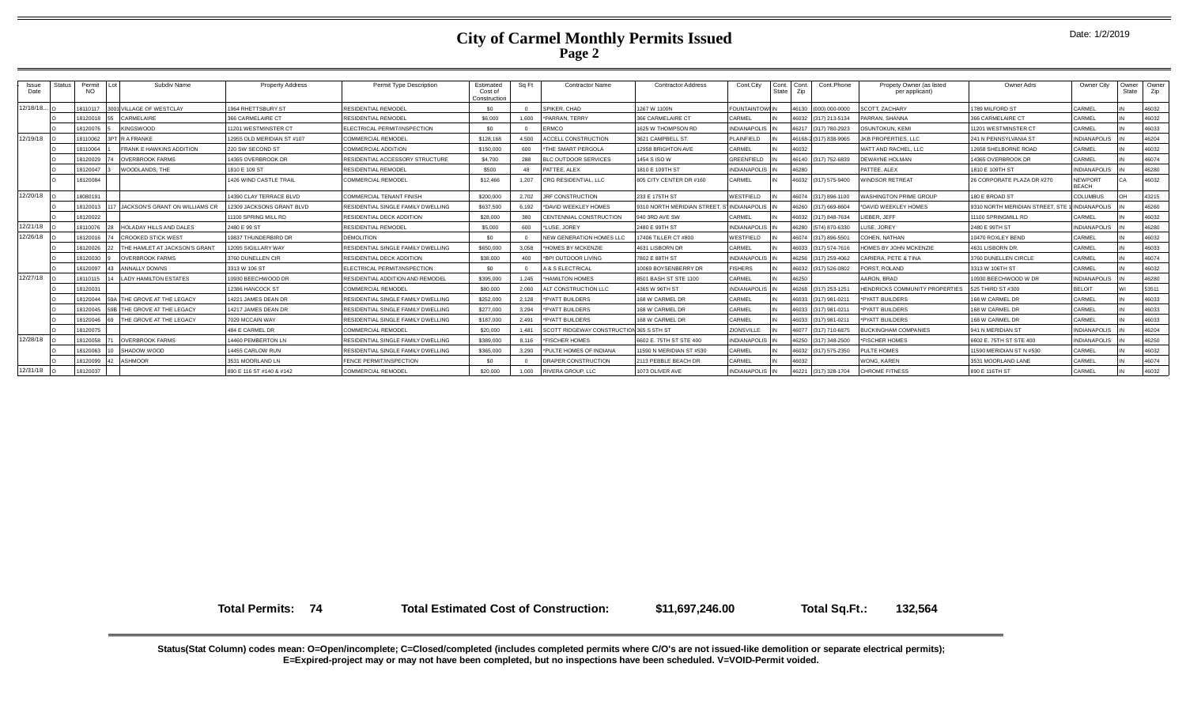# City of Carmel Monthly Permits Issued
## Page 2

Date: 1/2/2019

| Issue Date | Status | Permit NO | Lot | Subdiv Name | Property Address | Permit Type Description | Estimated Cost of Construction | Sq Ft | Contractor Name | Contractor Address | Cont.City | Cont. State | Cont. Zip | Cont.Phone | Propety Owner (as listed per applicant) | Owner Adrs | Owner City | Owner State | Owner Zip |
|---|---|---|---|---|---|---|---|---|---|---|---|---|---|---|---|---|---|---|---|
| 12/18/18... | O | 18110117 | 3001 | VILLAGE OF WESTCLAY | 1964 RHETTSBURY ST | RESIDENTIAL REMODEL | $0 | 0 | SPIKER, CHAD | 1267 W 1100N | FOUNTAINTOWN | IN | 46130 | (000) 000-0000 | SCOTT, ZACHARY | 1789 MILFORD ST | CARMEL | IN | 46032 |
| | O | 18120018 | 55 | CARMELAIRE | 366 CARMELAIRE CT | RESIDENTIAL REMODEL | $6,000 | 1,600 | *PARRAN, TERRY | 366 CARMELAIRE CT | CARMEL | IN | 46032 | (317) 213-5134 | PARRAN, SHANNA | 366 CARMELAIRE CT | CARMEL | IN | 46032 |
| | O | 18120076 | 5 | KINGSWOOD | 11201 WESTMINSTER CT | ELECTRICAL PERMIT/INSPECTION | $0 | 0 | ERMCO | 1625 W THOMPSON RD | INDIANAPOLIS | IN | 46217 | (317) 780-2923 | OSUNTOKUN, KEMI | 11201 WESTMINSTER CT | CARMEL | IN | 46033 |
| 12/19/18 | O | 18110062 | 3PT | R A FRANKE | 12955 OLD MERIDIAN ST #107 | COMMERCIAL REMODEL | $128,168 | 4,500 | ACCELL CONSTRUCTION | 3621 CAMPBELL ST. | PLAINFIELD | IN | 46168-2 | (317) 838-9965 | JKB PROPERTIES, LLC | 241 N PENNSYLVANIA ST | INDIANAPOLIS | IN | 46204 |
| | O | 18110064 | 1 | FRANK E HAWKINS ADDITION | 220 SW SECOND ST | COMMERCIAL ADDITION | $150,000 | 600 | *THE SMART PERGOLA | 12958 BRIGHTON AVE | CARMEL | IN | 46032 | | MATT AND RACHEL, LLC | 12658 SHELBORNE ROAD | CARMEL | IN | 46032 |
| | O | 18120029 | 74 | OVERBROOK FARMS | 14365 OVERBROOK DR | RESIDENTIAL ACCESSORY STRUCTURE | $4,700 | 288 | BLC OUTDOOR SERVICES | 1454 S ISO W | GREENFIELD | IN | 46140 | (317) 752-6839 | DEWAYNE HOLMAN | 14365 OVERBROOK DR | CARMEL | IN | 46074 |
| | O | 18120047 | 3 | WOODLANDS, THE | 1810 E 109 ST | RESIDENTIAL REMODEL | $500 | 48 | PATTEE, ALEX | 1810 E 109TH ST | INDIANAPOLIS | IN | 46280 | | PATTEE, ALEX | 1810 E 109TH ST | INDIANAPOLIS | IN | 46280 |
| | O | 18120084 | | | 1426 WIND CASTLE TRAIL | COMMERCIAL REMODEL | $12,466 | 1,207 | CRG RESIDENTIAL, LLC | 805 CITY CENTER DR #160 | CARMEL | IN | 46032 | (317) 575-9400 | WINDSOR RETREAT | 26 CORPORATE PLAZA DR #270 | NEWPORT BEACH | CA | 46032 |
| 12/20/18 | O | 18080191 | | | 14390 CLAY TERRACE BLVD | COMMERCIAL TENANT FINISH | $200,000 | 2,702 | JRF CONSTRUCTION | 233 E 175TH ST | WESTFIELD | IN | 46074 | (317) 896-1100 | WASHINGTON PRIME GROUP | 180 E BROAD ST | COLUMBUS | OH | 43215 |
| | O | 18120013 | 117 | JACKSON'S GRANT ON WILLIAMS CR | 12309 JACKSONS GRANT BLVD | RESIDENTIAL SINGLE FAMILY DWELLING | $637,500 | 6,192 | *DAVID WEEKLEY HOMES | 9310 NORTH MERIDIAN STREET, S | INDIANAPOLIS | IN | 46260 | (317) 669-8604 | *DAVID WEEKLEY HOMES | 9310 NORTH MERIDIAN STREET, STE 1 | INDIANAPOLIS | IN | 46260 |
| | O | 18120022 | | | 11100 SPRING MILL RD | RESIDENTIAL DECK ADDITION | $28,000 | 380 | CENTENNIAL CONSTRUCTION | 940 3RD AVE SW | CARMEL | IN | 46032 | (317) 848-7634 | LIEBER, JEFF | 11100 SPRINGMILL RD | CARMEL | IN | 46032 |
| 12/21/18 | O | 18110076 | 28 | HOLADAY HILLS AND DALES | 2480 E 99 ST | RESIDENTIAL REMODEL | $5,000 | 600 | *LUSE, JOREY | 2480 E 99TH ST | INDIANAPOLIS | IN | 46280 | (574) 870-6330 | LUSE, JOREY | 2480 E 99TH ST | INDIANAPOLIS | IN | 46280 |
| 12/26/18 | O | 18120016 | 74 | CROOKED STICK WEST | 10837 THUNDERBIRD DR | DEMOLITION | $0 | 0 | NEW GENERATION HOMES LLC | 17406 TILLER CT #800 | WESTFIELD | IN | 46074 | (317) 896-5501 | COHEN, NATHAN | 10470 ROXLEY BEND | CARMEL | IN | 46032 |
| | O | 18120026 | 22 | THE HAMLET AT JACKSON'S GRANT | 12095 SIGILLARY WAY | RESIDENTIAL SINGLE FAMILY DWELLING | $650,000 | 3,058 | *HOMES BY MCKENZIE | 4631 LISBORN DR | CARMEL | IN | 46033 | (317) 574-7616 | HOMES BY JOHN MCKENZIE | 4631 LISBORN DR. | CARMEL | IN | 46033 |
| | O | 18120030 | 9 | OVERBROOK FARMS | 3760 DUNELLEN CIR | RESIDENTIAL DECK ADDITION | $38,000 | 400 | *BPI OUTDOOR LIVING | 7802 E 88TH ST | INDIANAPOLIS | IN | 46256 | (317) 259-4062 | CARIERA, PETE & TINA | 3760 DUNELLEN CIRCLE | CARMEL | IN | 46074 |
| | O | 18120097 | 43 | ANNALLY DOWNS | 3313 W 106 ST | ELECTRICAL PERMIT/INSPECTION | $0 | 0 | A & S ELECTRICAL | 10069 BOYSENBERRY DR | FISHERS | IN | 46032 | (317) 526-0802 | PORST, ROLAND | 3313 W 106TH ST | CARMEL | IN | 46032 |
| 12/27/18 | O | 18110115 | 14 | LADY HAMILTON ESTATES | 10930 BEECHWOOD DR | RESIDENTIAL ADDITION AND REMODEL | $395,000 | 1,245 | *HAMILTON HOMES | 8501 BASH ST STE 1100 | CARMEL | IN | 46250 | | AARON, BRAD | 10930 BEECHWOOD W DR | INDIANAPOLIS | IN | 46280 |
| | O | 18120031 | | | 12386 HANCOCK ST | COMMERCIAL REMODEL | $80,000 | 2,060 | ALT CONSTRUCTION LLC | 4365 W 96TH ST | INDIANAPOLIS | IN | 46268 | (317) 253-1251 | HENDRICKS COMMUNITY PROPERTIES | 525 THIRD ST #300 | BELOIT | WI | 53511 |
| | O | 18120044 | 59A | THE GROVE AT THE LEGACY | 14221 JAMES DEAN DR | RESIDENTIAL SINGLE FAMILY DWELLING | $252,000 | 2,128 | *PYATT BUILDERS | 168 W CARMEL DR | CARMEL | IN | 46033 | (317) 981-0211 | *PYATT BUILDERS | 168 W CARMEL DR | CARMEL | IN | 46033 |
| | O | 18120045 | 59B | THE GROVE AT THE LEGACY | 14217 JAMES DEAN DR | RESIDENTIAL SINGLE FAMILY DWELLING | $277,000 | 3,294 | *PYATT BUILDERS | 168 W CARMEL DR | CARMEL | IN | 46033 | (317) 981-0211 | *PYATT BUILDERS | 168 W CARMEL DR | CARMEL | IN | 46033 |
| | O | 18120046 | 69 | THE GROVE AT THE LEGACY | 7029 MCCAIN WAY | RESIDENTIAL SINGLE FAMILY DWELLING | $187,000 | 2,491 | *PYATT BUILDERS | 168 W CARMEL DR | CARMEL | IN | 46033 | (317) 981-0211 | *PYATT BUILDERS | 168 W CARMEL DR | CARMEL | IN | 46033 |
| | O | 18120075 | | | 484 E CARMEL DR | COMMERCIAL REMODEL | $20,000 | 1,481 | SCOTT RIDGEWAY CONSTRUCTION | 365 S 5TH ST | ZIONSVILLE | IN | 46077 | (317) 710-6875 | BUCKINGHAM COMPANIES | 941 N MERIDIAN ST | INDIANAPOLIS | IN | 46204 |
| 12/28/18 | O | 18120058 | 71 | OVERBROOK FARMS | 14460 PEMBERTON LN | RESIDENTIAL SINGLE FAMILY DWELLING | $389,000 | 8,116 | *FISCHER HOMES | 6602 E. 75TH ST STE 400 | INDIANAPOLIS | IN | 46250 | (317) 348-2500 | *FISCHER HOMES | 6602 E. 75TH ST STE 400 | INDIANAPOLIS | IN | 46250 |
| | O | 18120063 | 10 | SHADOW WOOD | 14455 CARLOW RUN | RESIDENTIAL SINGLE FAMILY DWELLING | $365,000 | 3,290 | *PULTE HOMES OF INDIANA | 11590 N MERIDIAN ST #530 | CARMEL | IN | 46032 | (317) 575-2350 | PULTE HOMES | 11590 MERIDIAN ST N #530 | CARMEL | IN | 46032 |
| | O | 18120099 | 42 | ASHMOOR | 3531 MOORLAND LN | FENCE PERMIT/INSPECTION | $0 | 0 | DRAPER CONSTRUCTION | 2113 PEBBLE BEACH DR | CARMEL | IN | 46032 | | WONG, KAREN | 3531 MOORLAND LANE | CARMEL | IN | 46074 |
| 12/31/18 | O | 18120037 | | | 890 E 116 ST #140 & #142 | COMMERCIAL REMODEL | $20,000 | 1,000 | RIVERA GROUP, LLC | 1073 OLIVER AVE | INDIANAPOLIS | IN | 46221 | (317) 328-1704 | CHROME FITNESS | 890 E 116TH ST | CARMEL | IN | 46032 |

**Total Permits: 74** **Total Estimated Cost of Construction: $11,697,246.00** **Total Sq.Ft.: 132,564**

**Status(Stat Column) codes mean: O=Open/incomplete; C=Closed/completed (includes completed permits where C/O's are not issued-like demolition or separate electrical permits); E=Expired-project may or may not have been completed, but no inspections have been scheduled. V=VOID-Permit voided.**